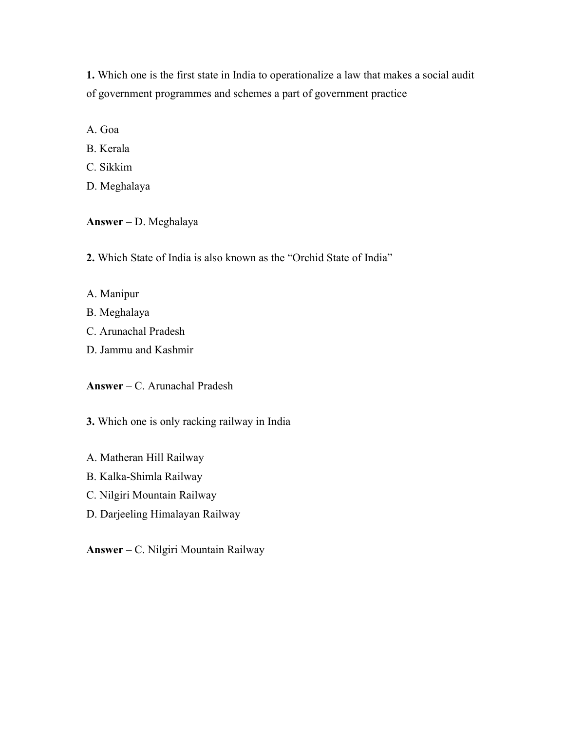**1.** Which one is the first state in India to operationalize a law that makes a social audit of government programmes and schemes a part of government practice

A. Goa
B. Kerala
C. Sikkim
D. Meghalaya

**Answer** – D. Meghalaya

**2.** Which State of India is also known as the "Orchid State of India"

A. Manipur
B. Meghalaya
C. Arunachal Pradesh
D. Jammu and Kashmir

**Answer** – C. Arunachal Pradesh

**3.** Which one is only racking railway in India

A. Matheran Hill Railway
B. Kalka-Shimla Railway
C. Nilgiri Mountain Railway
D. Darjeeling Himalayan Railway

**Answer** – C. Nilgiri Mountain Railway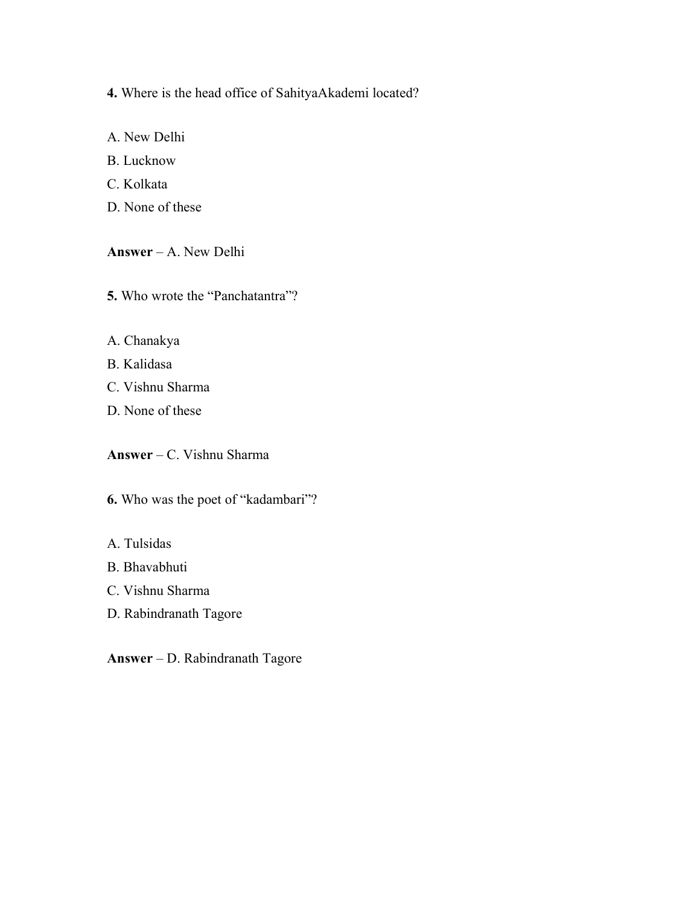**4.** Where is the head office of SahityaAkademi located?

A. New Delhi
B. Lucknow
C. Kolkata
D. None of these

**Answer** – A. New Delhi

**5.** Who wrote the "Panchatantra"?

A. Chanakya
B. Kalidasa
C. Vishnu Sharma
D. None of these

**Answer** – C. Vishnu Sharma

**6.** Who was the poet of "kadambari"?

A. Tulsidas
B. Bhavabhuti
C. Vishnu Sharma
D. Rabindranath Tagore

**Answer** – D. Rabindranath Tagore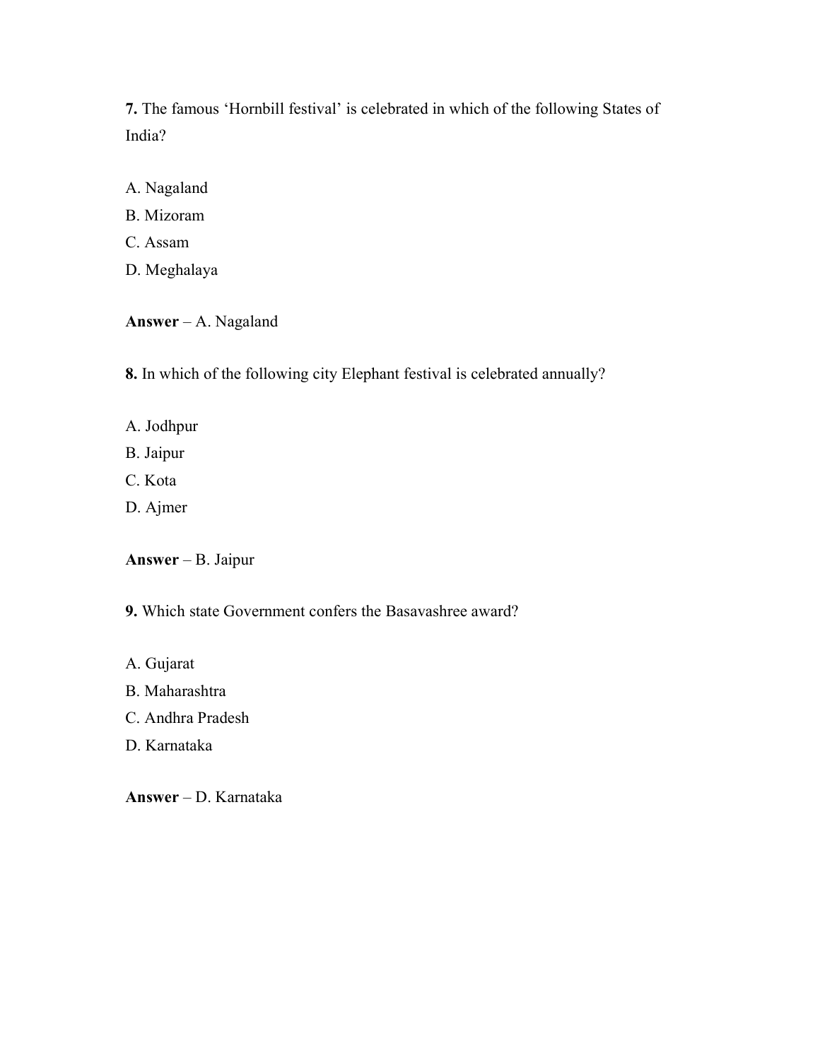**7.** The famous 'Hornbill festival' is celebrated in which of the following States of India?

A. Nagaland
B. Mizoram
C. Assam
D. Meghalaya

**Answer** – A. Nagaland

**8.** In which of the following city Elephant festival is celebrated annually?

A. Jodhpur
B. Jaipur
C. Kota
D. Ajmer

**Answer** – B. Jaipur

**9.** Which state Government confers the Basavashree award?

A. Gujarat
B. Maharashtra
C. Andhra Pradesh
D. Karnataka

**Answer** – D. Karnataka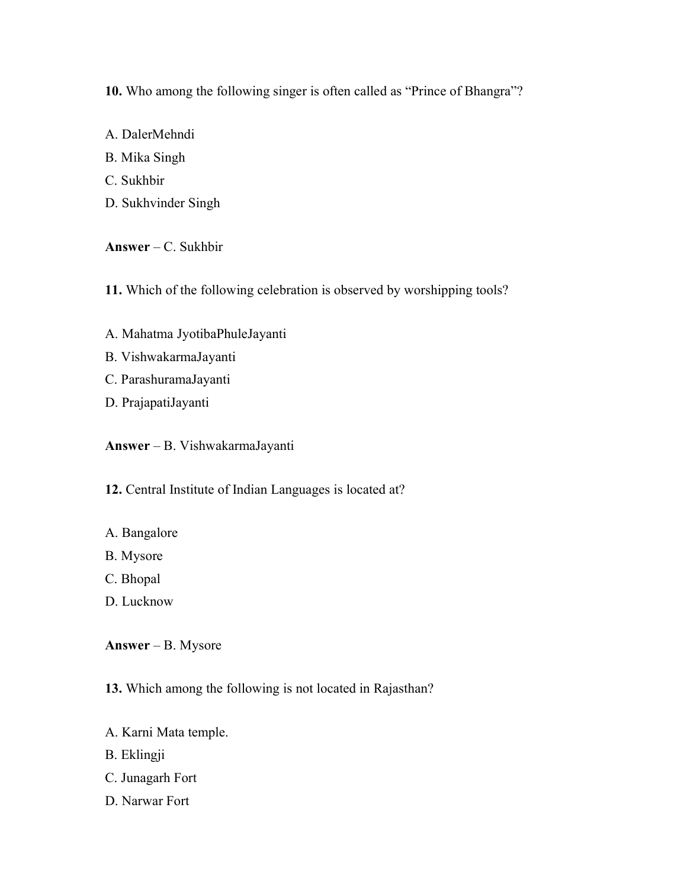**10.** Who among the following singer is often called as “Prince of Bhangra”?

A. DalerMehndi
B. Mika Singh
C. Sukhbir
D. Sukhvinder Singh

**Answer** – C. Sukhbir

**11.** Which of the following celebration is observed by worshipping tools?

A. Mahatma JyotibaPhuleJayanti
B. VishwakarmaJayanti
C. ParashuramaJayanti
D. PrajapatiJayanti

**Answer** – B. VishwakarmaJayanti

**12.** Central Institute of Indian Languages is located at?

A. Bangalore
B. Mysore
C. Bhopal
D. Lucknow

**Answer** – B. Mysore

**13.** Which among the following is not located in Rajasthan?

A. Karni Mata temple.
B. Eklingji
C. Junagarh Fort
D. Narwar Fort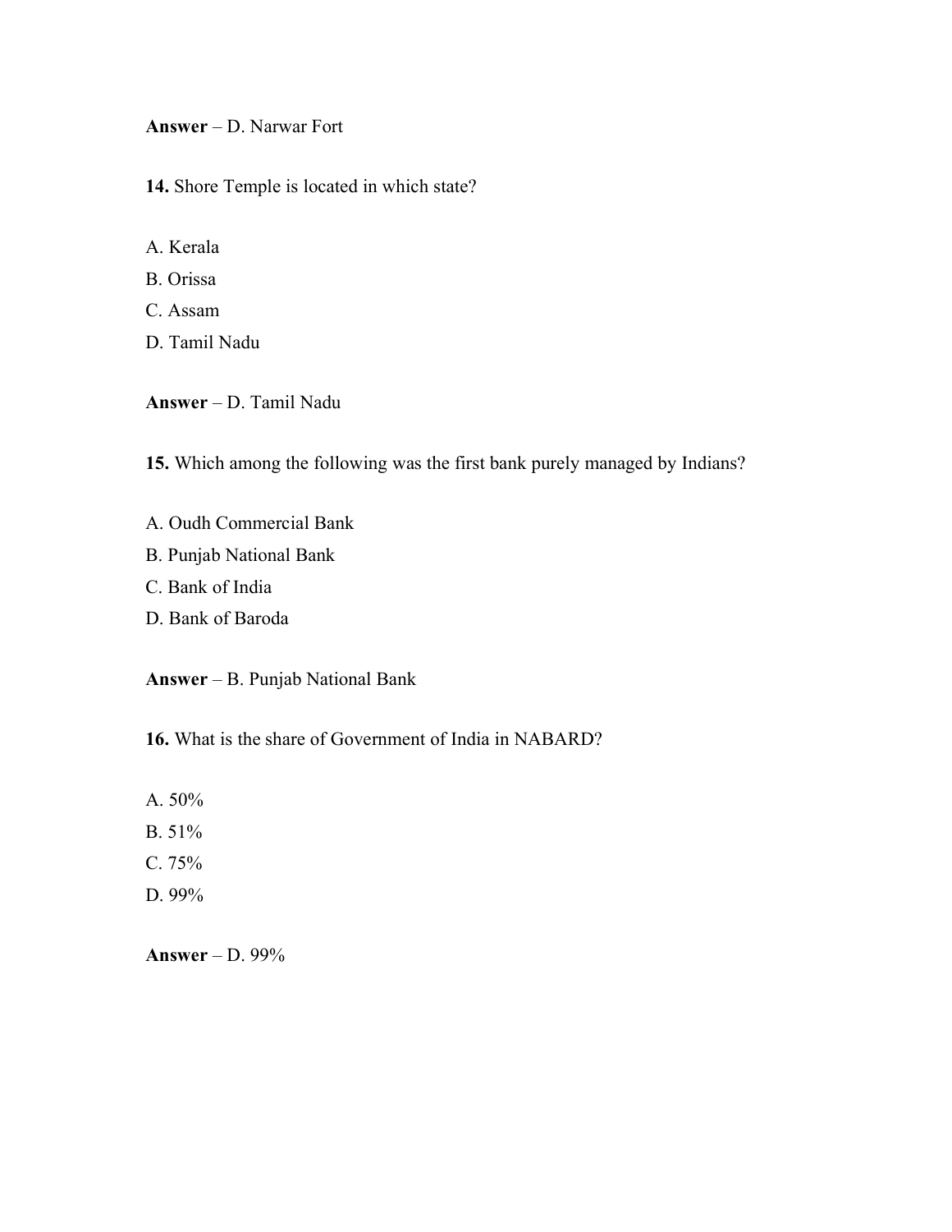**Answer** – D. Narwar Fort

**14.** Shore Temple is located in which state?

A. Kerala
B. Orissa
C. Assam
D. Tamil Nadu

**Answer** – D. Tamil Nadu

**15.** Which among the following was the first bank purely managed by Indians?

A. Oudh Commercial Bank
B. Punjab National Bank
C. Bank of India
D. Bank of Baroda

**Answer** – B. Punjab National Bank

**16.** What is the share of Government of India in NABARD?

A. 50%
B. 51%
C. 75%
D. 99%

**Answer** – D. 99%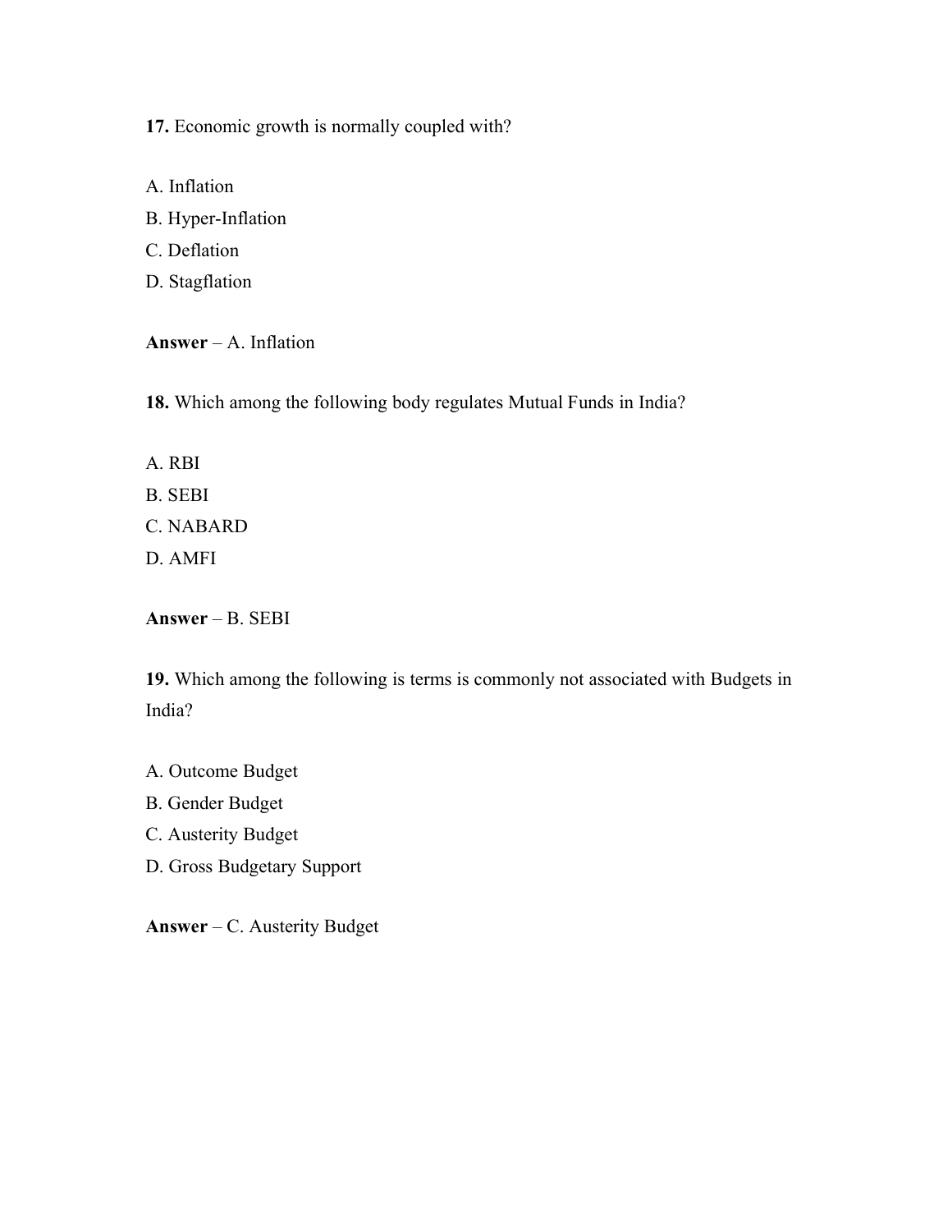**17.** Economic growth is normally coupled with?

A. Inflation

B. Hyper-Inflation

C. Deflation

D. Stagflation

**Answer** – A. Inflation

**18.** Which among the following body regulates Mutual Funds in India?

A. RBI

B. SEBI

C. NABARD

D. AMFI

**Answer** – B. SEBI

**19.** Which among the following is terms is commonly not associated with Budgets in India?

A. Outcome Budget

B. Gender Budget

C. Austerity Budget

D. Gross Budgetary Support

**Answer** – C. Austerity Budget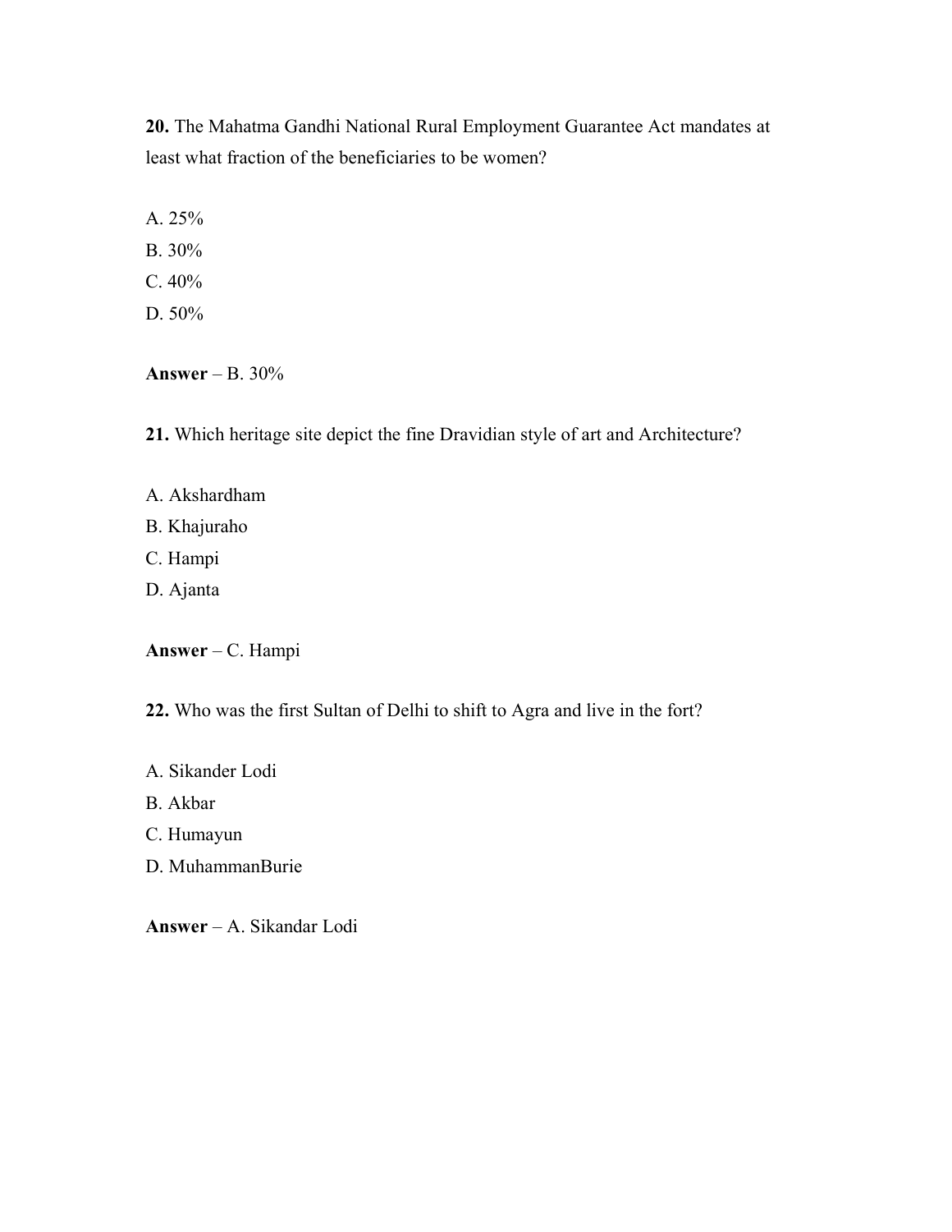**20.** The Mahatma Gandhi National Rural Employment Guarantee Act mandates at least what fraction of the beneficiaries to be women?

A. 25%
B. 30%
C. 40%
D. 50%

**Answer** – B. 30%

**21.** Which heritage site depict the fine Dravidian style of art and Architecture?

A. Akshardham
B. Khajuraho
C. Hampi
D. Ajanta

**Answer** – C. Hampi

**22.** Who was the first Sultan of Delhi to shift to Agra and live in the fort?

A. Sikander Lodi
B. Akbar
C. Humayun
D. MuhammanBurie

**Answer** – A. Sikandar Lodi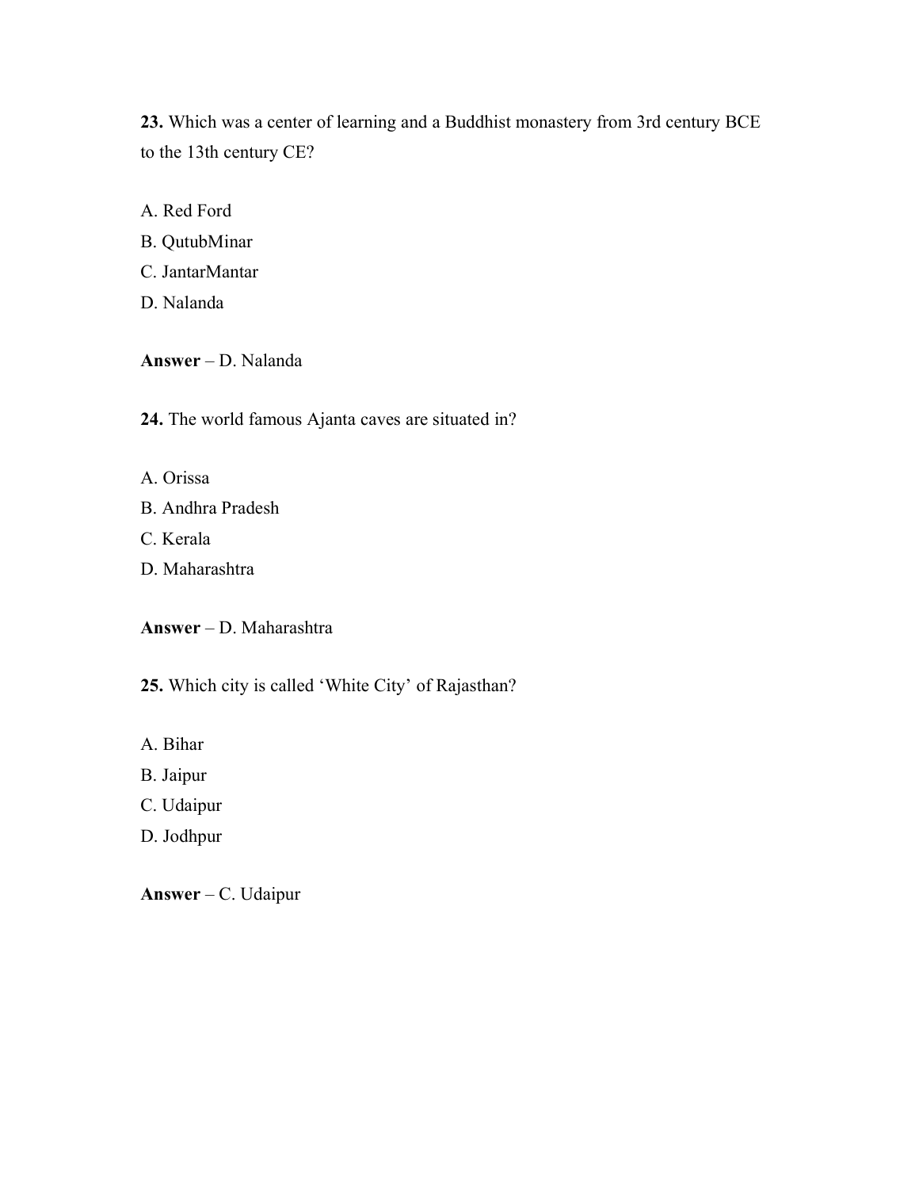**23.** Which was a center of learning and a Buddhist monastery from 3rd century BCE to the 13th century CE?

A. Red Ford
B. QutubMinar
C. JantarMantar
D. Nalanda

**Answer** – D. Nalanda

**24.** The world famous Ajanta caves are situated in?

A. Orissa
B. Andhra Pradesh
C. Kerala
D. Maharashtra

**Answer** – D. Maharashtra

**25.** Which city is called 'White City' of Rajasthan?

A. Bihar
B. Jaipur
C. Udaipur
D. Jodhpur

**Answer** – C. Udaipur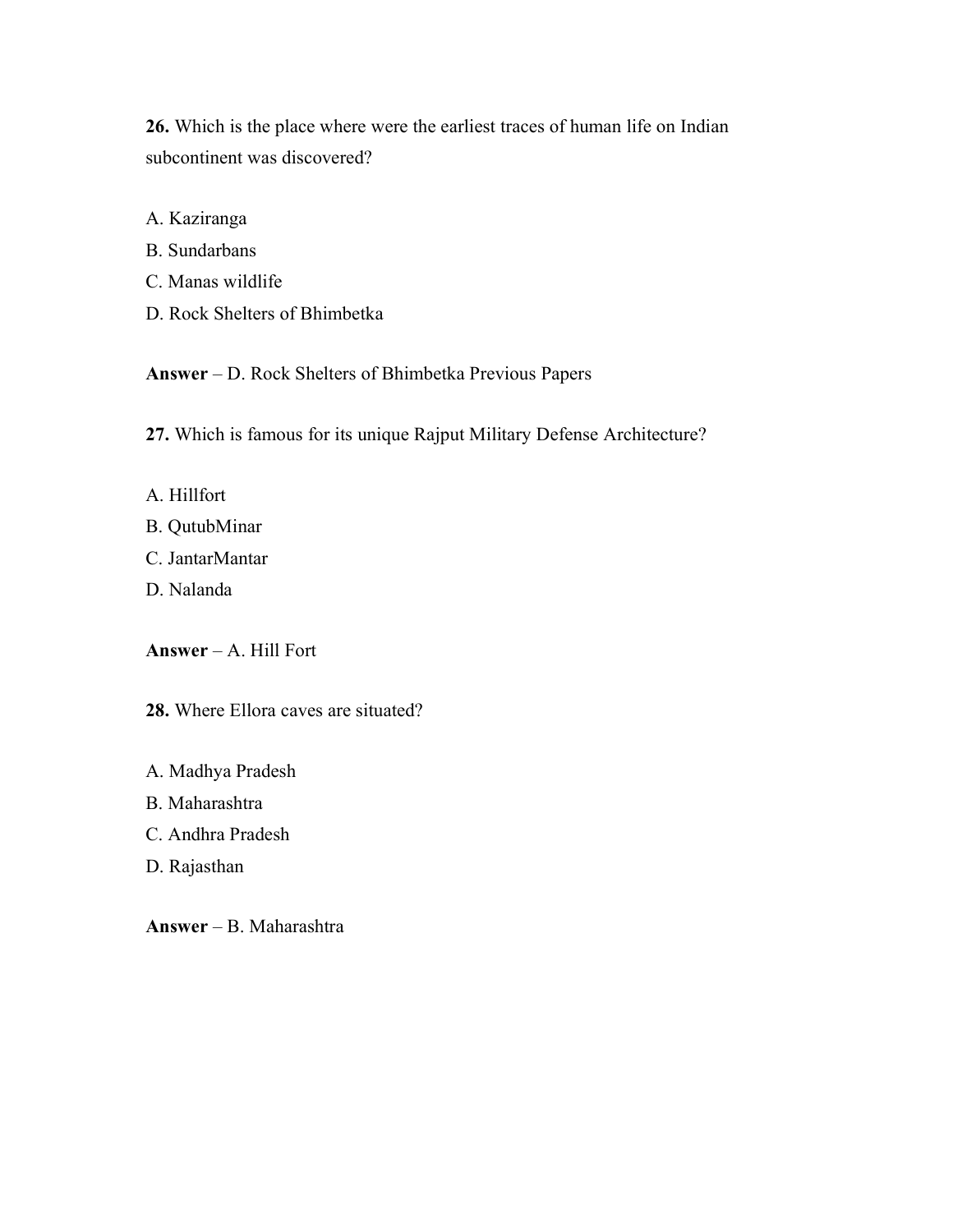**26.** Which is the place where were the earliest traces of human life on Indian subcontinent was discovered?

A. Kaziranga
B. Sundarbans
C. Manas wildlife
D. Rock Shelters of Bhimbetka

**Answer** – D. Rock Shelters of Bhimbetka Previous Papers

**27.** Which is famous for its unique Rajput Military Defense Architecture?

A. Hillfort
B. QutubMinar
C. JantarMantar
D. Nalanda

**Answer** – A. Hill Fort

**28.** Where Ellora caves are situated?

A. Madhya Pradesh
B. Maharashtra
C. Andhra Pradesh
D. Rajasthan

**Answer** – B. Maharashtra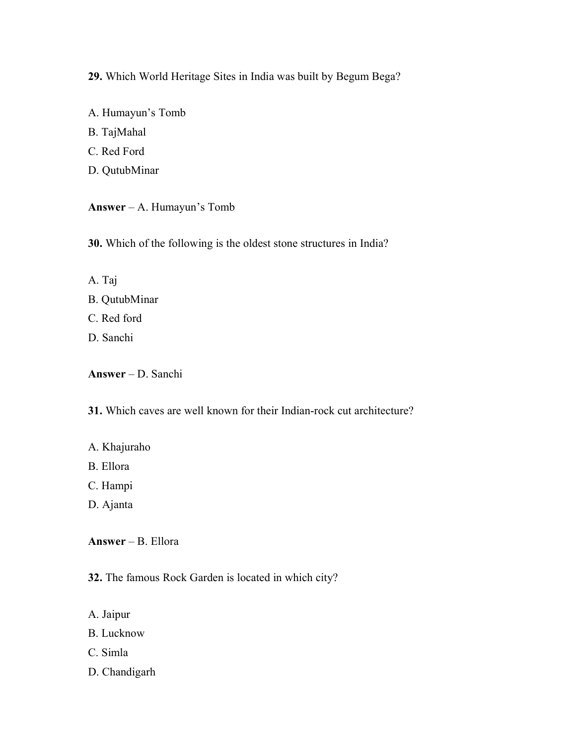**29.** Which World Heritage Sites in India was built by Begum Bega?

A. Humayun's Tomb
B. TajMahal
C. Red Ford
D. QutubMinar

**Answer** – A. Humayun's Tomb

**30.** Which of the following is the oldest stone structures in India?

A. Taj
B. QutubMinar
C. Red ford
D. Sanchi

**Answer** – D. Sanchi

**31.** Which caves are well known for their Indian-rock cut architecture?

A. Khajuraho
B. Ellora
C. Hampi
D. Ajanta

**Answer** – B. Ellora

**32.** The famous Rock Garden is located in which city?

A. Jaipur
B. Lucknow
C. Simla
D. Chandigarh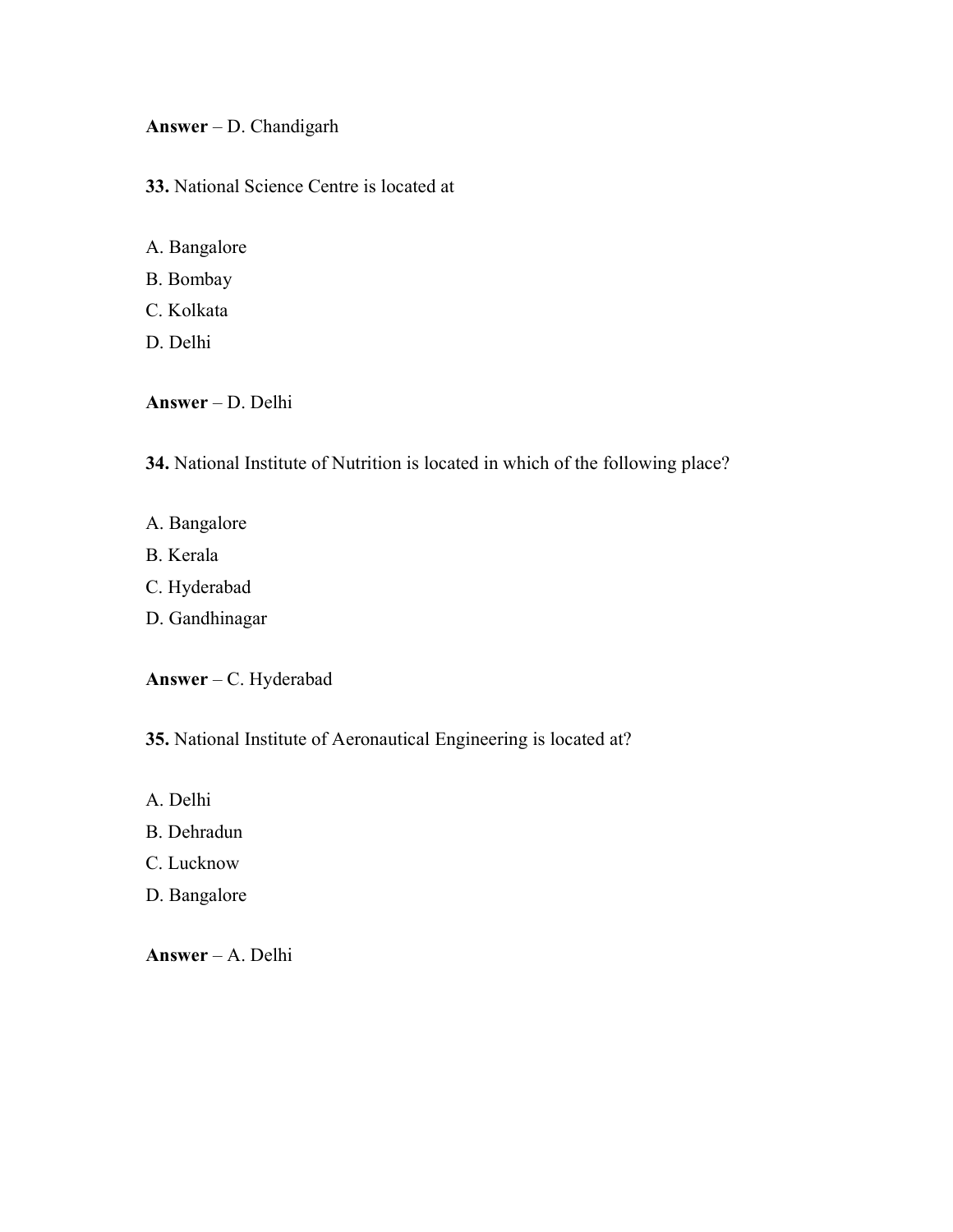**Answer** – D. Chandigarh

**33.** National Science Centre is located at

A. Bangalore
B. Bombay
C. Kolkata
D. Delhi

**Answer** – D. Delhi

**34.** National Institute of Nutrition is located in which of the following place?

A. Bangalore
B. Kerala
C. Hyderabad
D. Gandhinagar

**Answer** – C. Hyderabad

**35.** National Institute of Aeronautical Engineering is located at?

A. Delhi
B. Dehradun
C. Lucknow
D. Bangalore

**Answer** – A. Delhi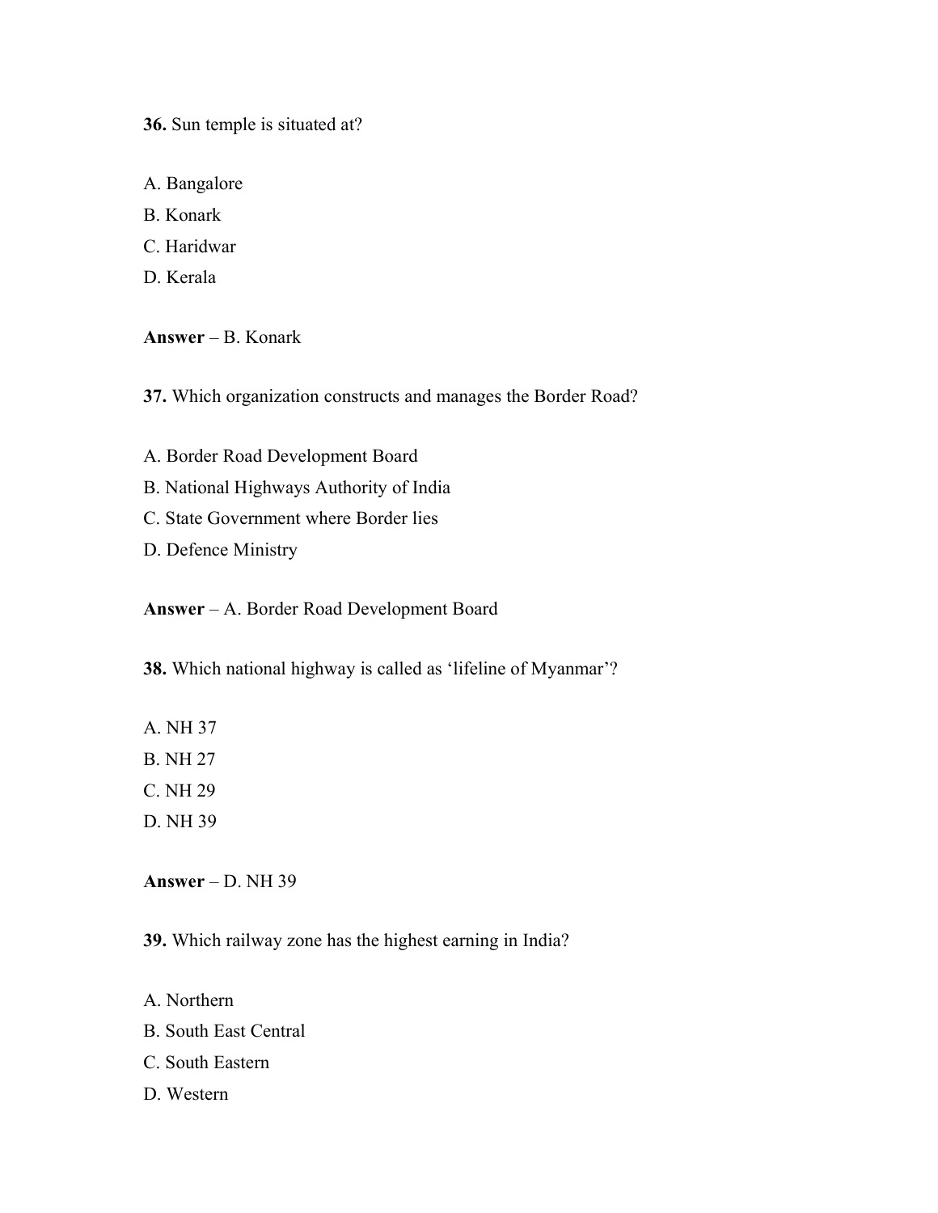**36.** Sun temple is situated at?

A. Bangalore
B. Konark
C. Haridwar
D. Kerala

**Answer** – B. Konark

**37.** Which organization constructs and manages the Border Road?

A. Border Road Development Board
B. National Highways Authority of India
C. State Government where Border lies
D. Defence Ministry

**Answer** – A. Border Road Development Board

**38.** Which national highway is called as 'lifeline of Myanmar'?

A. NH 37
B. NH 27
C. NH 29
D. NH 39

**Answer** – D. NH 39

**39.** Which railway zone has the highest earning in India?

A. Northern
B. South East Central
C. South Eastern
D. Western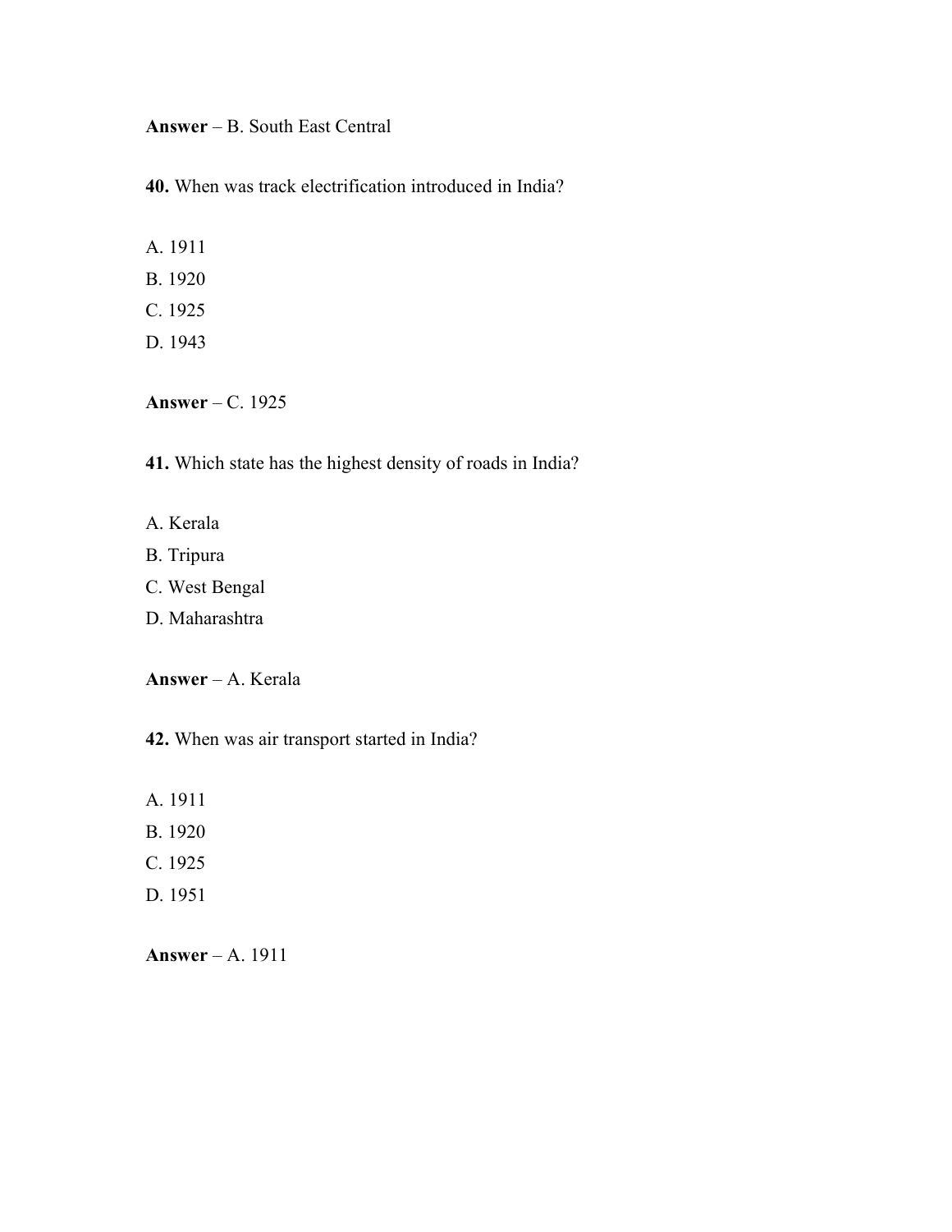**Answer** – B. South East Central

**40.** When was track electrification introduced in India?

A. 1911
B. 1920
C. 1925
D. 1943

**Answer** – C. 1925

**41.** Which state has the highest density of roads in India?

A. Kerala
B. Tripura
C. West Bengal
D. Maharashtra

**Answer** – A. Kerala

**42.** When was air transport started in India?

A. 1911
B. 1920
C. 1925
D. 1951

**Answer** – A. 1911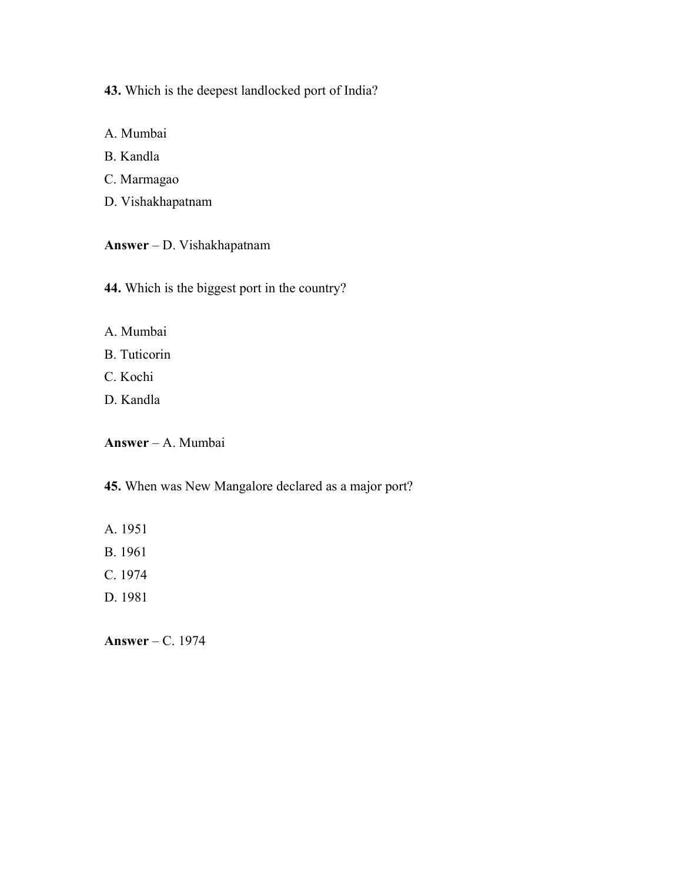**43.** Which is the deepest landlocked port of India?

A. Mumbai

B. Kandla

C. Marmagao

D. Vishakhapatnam

**Answer** – D. Vishakhapatnam

**44.** Which is the biggest port in the country?

A. Mumbai

B. Tuticorin

C. Kochi

D. Kandla

**Answer** – A. Mumbai

**45.** When was New Mangalore declared as a major port?

A. 1951

B. 1961

C. 1974

D. 1981

**Answer** – C. 1974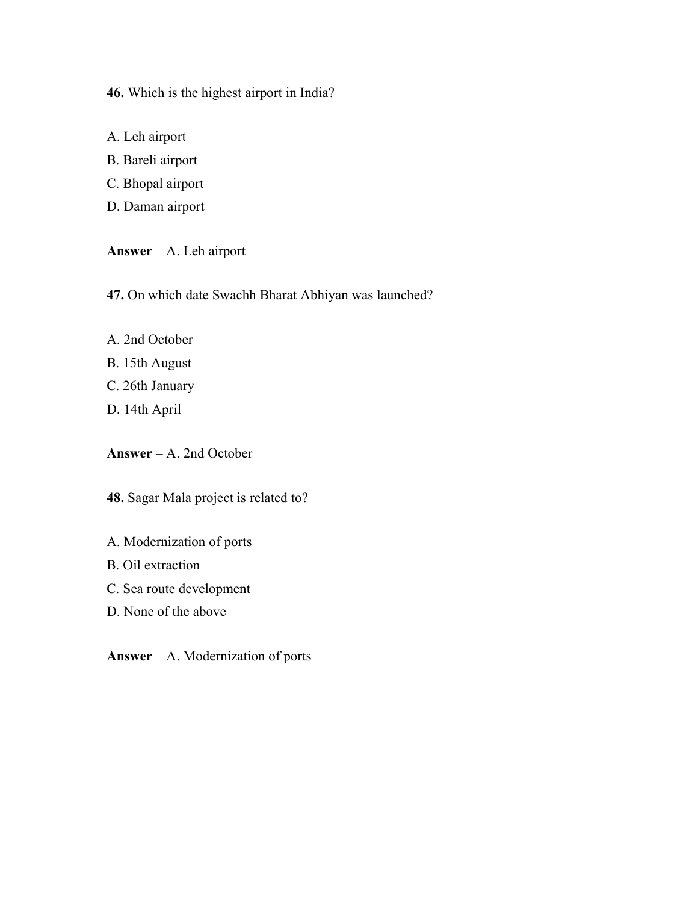**46.** Which is the highest airport in India?

A. Leh airport

B. Bareli airport

C. Bhopal airport

D. Daman airport

**Answer** – A. Leh airport

**47.** On which date Swachh Bharat Abhiyan was launched?

A. 2nd October

B. 15th August

C. 26th January

D. 14th April

**Answer** – A. 2nd October

**48.** Sagar Mala project is related to?

A. Modernization of ports

B. Oil extraction

C. Sea route development

D. None of the above

**Answer** – A. Modernization of ports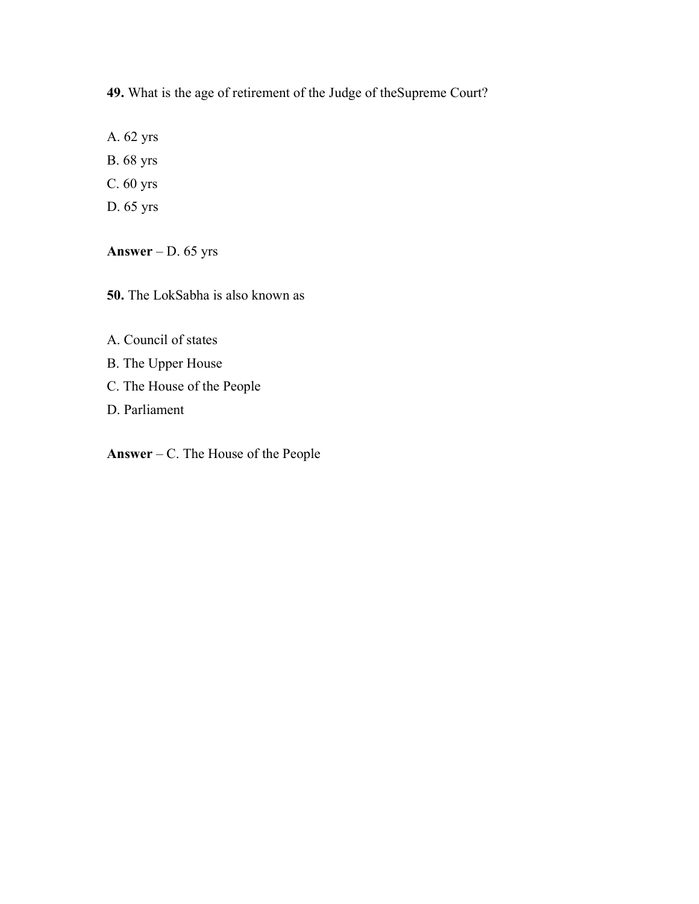**49.** What is the age of retirement of the Judge of theSupreme Court?

A. 62 yrs

B. 68 yrs

C. 60 yrs

D. 65 yrs

**Answer** – D. 65 yrs

**50.** The LokSabha is also known as

A. Council of states

B. The Upper House

C. The House of the People

D. Parliament

**Answer** – C. The House of the People